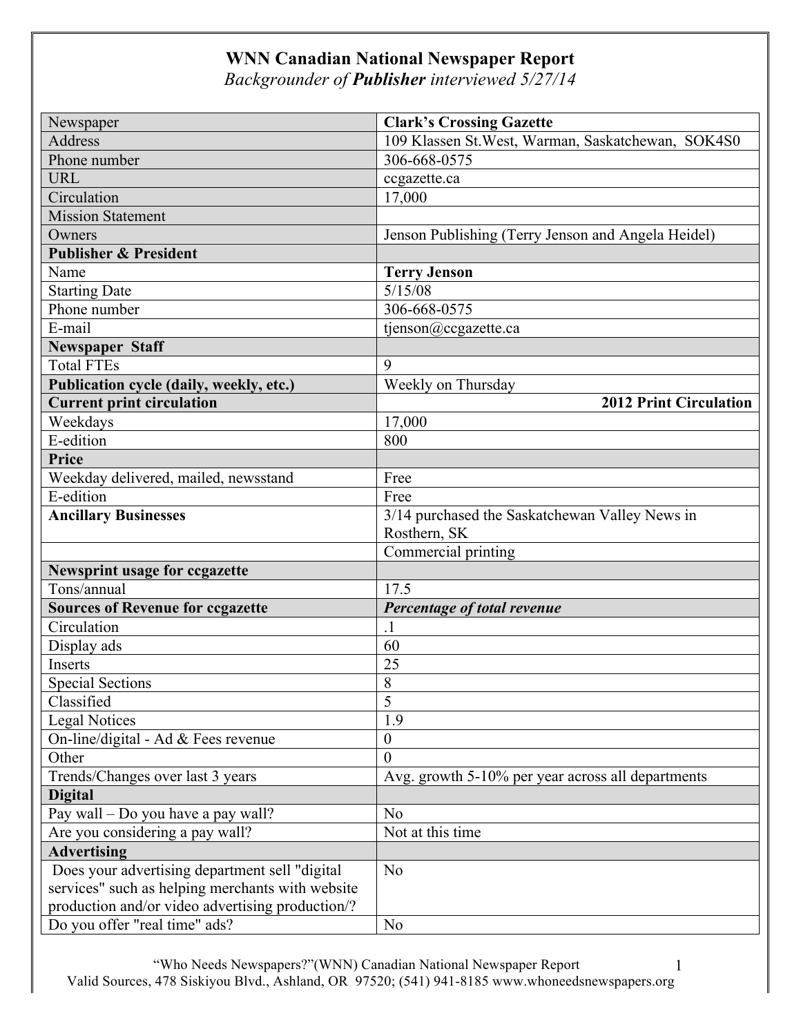# WNN Canadian National Newspaper Report

*Backgrounder of **Publisher** interviewed 5/27/14*

| Newspaper | **Clark's Crossing Gazette** |
|---|---|
| Address | 109 Klassen St.West, Warman, Saskatchewan, SOK4S0 |
| Phone number | 306-668-0575 |
| URL | ccgazette.ca |
| Circulation | 17,000 |
| Mission Statement | |
| Owners | Jenson Publishing (Terry Jenson and Angela Heidel) |
| **Publisher & President** | |
| Name | **Terry Jenson** |
| Starting Date | 5/15/08 |
| Phone number | 306-668-0575 |
| E-mail | tjenson@ccgazette.ca |
| **Newspaper Staff** | |
| Total FTEs | 9 |
| **Publication cycle (daily, weekly, etc.)** | Weekly on Thursday |
| **Current print circulation** | **2012 Print Circulation** |
| Weekdays | 17,000 |
| E-edition | 800 |
| **Price** | |
| Weekday delivered, mailed, newsstand | Free |
| E-edition | Free |
| **Ancillary Businesses** | 3/14 purchased the Saskatchewan Valley News in Rosthern, SK |
| | Commercial printing |
| **Newsprint usage for ccgazette** | |
| Tons/annual | 17.5 |
| **Sources of Revenue for ccgazette** | ***Percentage of total revenue*** |
| Circulation | .1 |
| Display ads | 60 |
| Inserts | 25 |
| Special Sections | 8 |
| Classified | 5 |
| Legal Notices | 1.9 |
| On-line/digital - Ad & Fees revenue | 0 |
| Other | 0 |
| Trends/Changes over last 3 years | Avg. growth 5-10% per year across all departments |
| **Digital** | |
| Pay wall – Do you have a pay wall? | No |
| Are you considering a pay wall? | Not at this time |
| **Advertising** | |
| Does your advertising department sell "digital services" such as helping merchants with website production and/or video advertising production/? | No |
| Do you offer "real time" ads? | No |

"Who Needs Newspapers?"(WNN) Canadian National Newspaper Report
Valid Sources, 478 Siskiyou Blvd., Ashland, OR 97520; (541) 941-8185 www.whoneedsnewspapers.org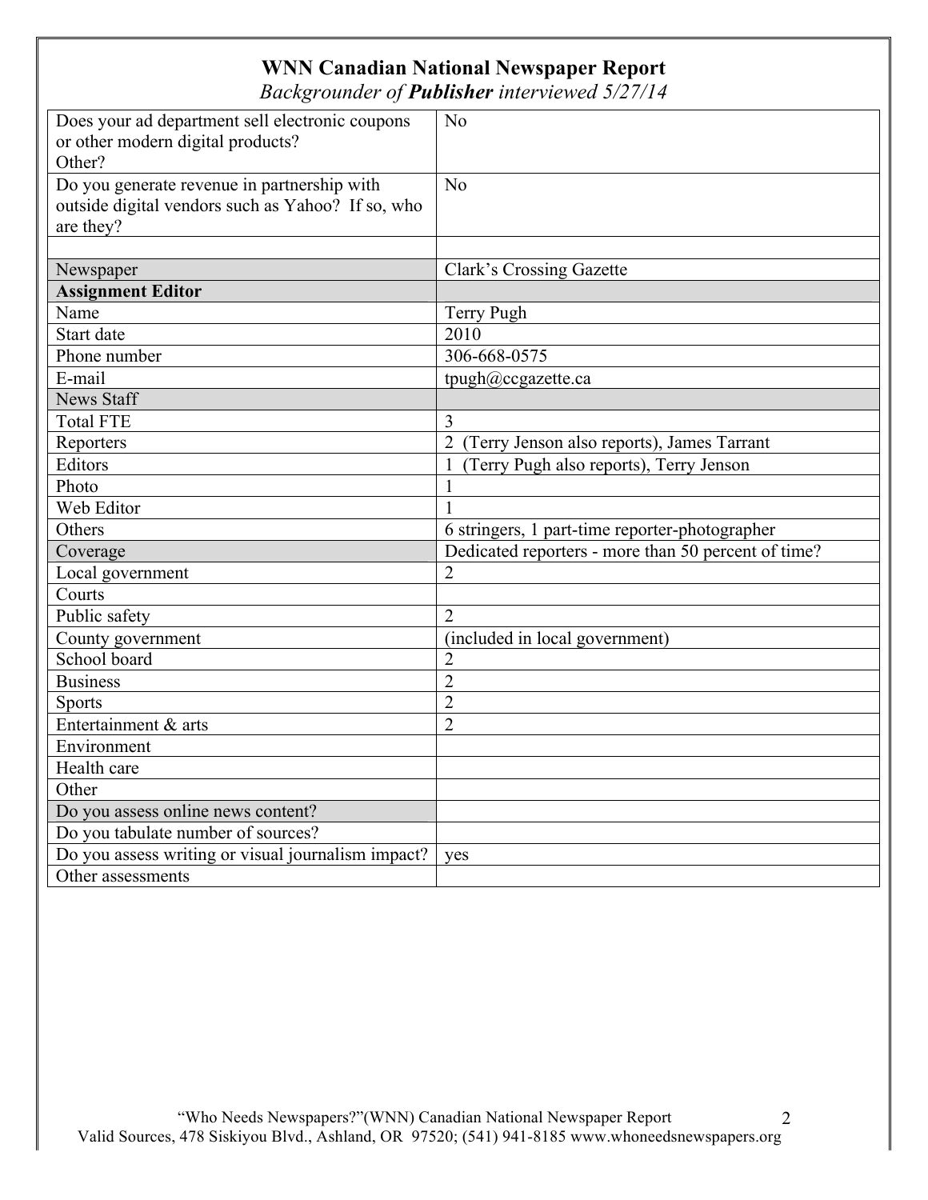## WNN Canadian National Newspaper Report

*Backgrounder of* ***Publisher*** *interviewed 5/27/14*

| | |
|---|---|
| Does your ad department sell electronic coupons or other modern digital products? Other? | No |
| Do you generate revenue in partnership with outside digital vendors such as Yahoo? If so, who are they? | No |
| | |
| Newspaper | Clark's Crossing Gazette |
| **Assignment Editor** | |
| Name | Terry Pugh |
| Start date | 2010 |
| Phone number | 306-668-0575 |
| E-mail | tpugh@ccgazette.ca |
| News Staff | |
| Total FTE | 3 |
| Reporters | 2 (Terry Jenson also reports), James Tarrant |
| Editors | 1 (Terry Pugh also reports), Terry Jenson |
| Photo | 1 |
| Web Editor | 1 |
| Others | 6 stringers, 1 part-time reporter-photographer |
| Coverage | Dedicated reporters - more than 50 percent of time? |
| Local government | 2 |
| Courts | |
| Public safety | 2 |
| County government | (included in local government) |
| School board | 2 |
| Business | 2 |
| Sports | 2 |
| Entertainment & arts | 2 |
| Environment | |
| Health care | |
| Other | |
| Do you assess online news content? | |
| Do you tabulate number of sources? | |
| Do you assess writing or visual journalism impact? | yes |
| Other assessments | |

"Who Needs Newspapers?"(WNN) Canadian National Newspaper Report
Valid Sources, 478 Siskiyou Blvd., Ashland, OR 97520; (541) 941-8185 www.whoneedsnewspapers.org